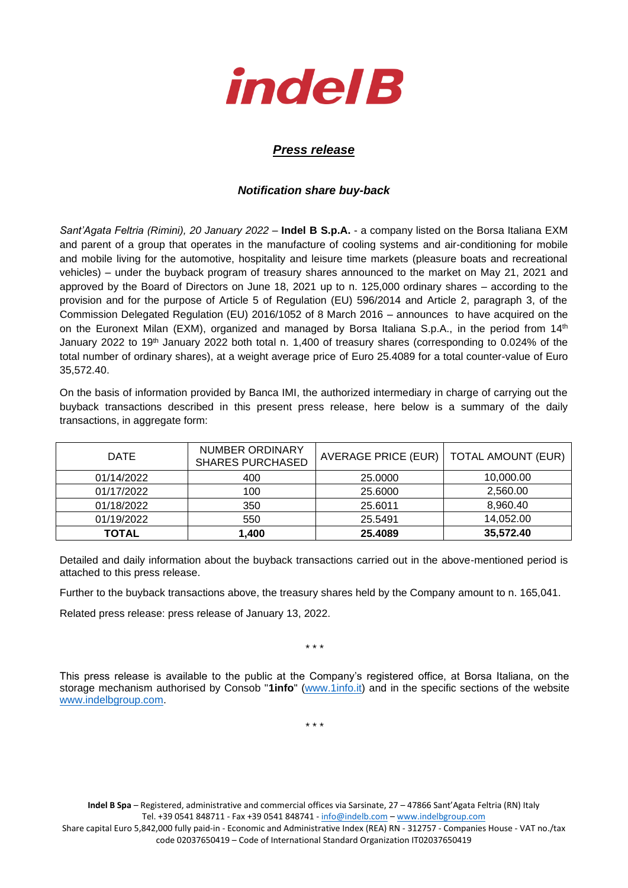# indel B

## ***Press release***

### ***Notification share buy-back***

*Sant'Agata Feltria (Rimini), 20 January 2022* – **Indel B S.p.A.** - a company listed on the Borsa Italiana EXM and parent of a group that operates in the manufacture of cooling systems and air-conditioning for mobile and mobile living for the automotive, hospitality and leisure time markets (pleasure boats and recreational vehicles) – under the buyback program of treasury shares announced to the market on May 21, 2021 and approved by the Board of Directors on June 18, 2021 up to n. 125,000 ordinary shares – according to the provision and for the purpose of Article 5 of Regulation (EU) 596/2014 and Article 2, paragraph 3, of the Commission Delegated Regulation (EU) 2016/1052 of 8 March 2016 – announces to have acquired on the on the Euronext Milan (EXM), organized and managed by Borsa Italiana S.p.A., in the period from 14th January 2022 to 19th January 2022 both total n. 1,400 of treasury shares (corresponding to 0.024% of the total number of ordinary shares), at a weight average price of Euro 25.4089 for a total counter-value of Euro 35,572.40.

On the basis of information provided by Banca IMI, the authorized intermediary in charge of carrying out the buyback transactions described in this present press release, here below is a summary of the daily transactions, in aggregate form:

| DATE | NUMBER ORDINARY SHARES PURCHASED | AVERAGE PRICE (EUR) | TOTAL AMOUNT (EUR) |
|---|---|---|---|
| 01/14/2022 | 400 | 25.0000 | 10,000.00 |
| 01/17/2022 | 100 | 25.6000 | 2,560.00 |
| 01/18/2022 | 350 | 25.6011 | 8,960.40 |
| 01/19/2022 | 550 | 25.5491 | 14,052.00 |
| **TOTAL** | **1,400** | **25.4089** | **35,572.40** |

Detailed and daily information about the buyback transactions carried out in the above-mentioned period is attached to this press release.

Further to the buyback transactions above, the treasury shares held by the Company amount to n. 165,041.

Related press release: press release of January 13, 2022.

\* \* \*

This press release is available to the public at the Company's registered office, at Borsa Italiana, on the storage mechanism authorised by Consob "**1info**" (www.1info.it) and in the specific sections of the website www.indelbgroup.com.

\* \* \*

**Indel B Spa** – Registered, administrative and commercial offices via Sarsinate, 27 – 47866 Sant'Agata Feltria (RN) Italy
Tel. +39 0541 848711 - Fax +39 0541 848741 - info@indelb.com – www.indelbgroup.com
Share capital Euro 5,842,000 fully paid-in - Economic and Administrative Index (REA) RN - 312757 - Companies House - VAT no./tax code 02037650419 – Code of International Standard Organization IT02037650419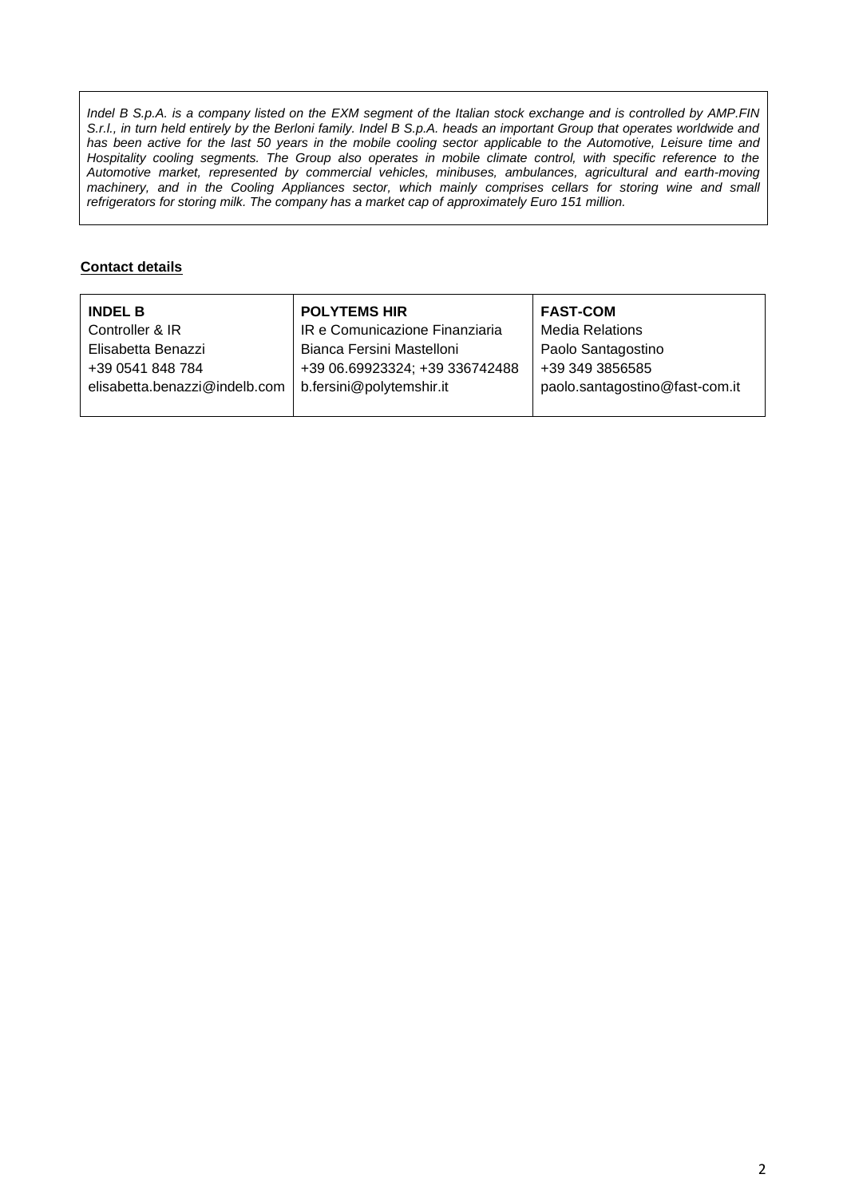*Indel B S.p.A. is a company listed on the EXM segment of the Italian stock exchange and is controlled by AMP.FIN S.r.l., in turn held entirely by the Berloni family. Indel B S.p.A. heads an important Group that operates worldwide and has been active for the last 50 years in the mobile cooling sector applicable to the Automotive, Leisure time and Hospitality cooling segments. The Group also operates in mobile climate control, with specific reference to the Automotive market, represented by commercial vehicles, minibuses, ambulances, agricultural and earth-moving machinery, and in the Cooling Appliances sector, which mainly comprises cellars for storing wine and small refrigerators for storing milk. The company has a market cap of approximately Euro 151 million.*

**Contact details**

| **INDEL B** | **POLYTEMS HIR** | **FAST-COM** |
|---|---|---|
| Controller & IR | IR e Comunicazione Finanziaria | Media Relations |
| Elisabetta Benazzi | Bianca Fersini Mastelloni | Paolo Santagostino |
| +39 0541 848 784 | +39 06.69923324; +39 336742488 | +39 349 3856585 |
| elisabetta.benazzi@indelb.com | b.fersini@polytemshir.it | paolo.santagostino@fast-com.it |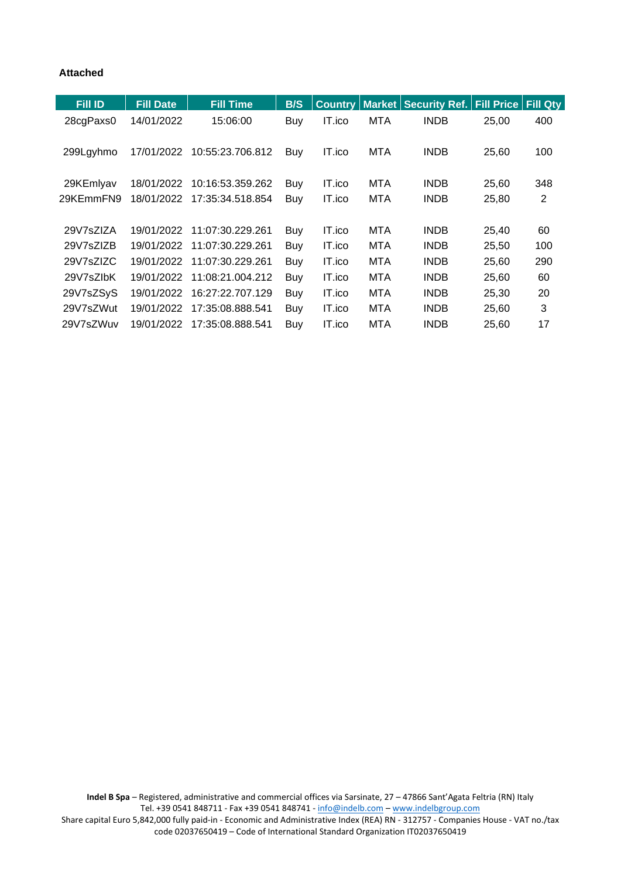**Attached**

| Fill ID | Fill Date | Fill Time | B/S | Country | Market | Security Ref. | Fill Price | Fill Qty |
|---|---|---|---|---|---|---|---|---|
| 28cgPaxs0 | 14/01/2022 | 15:06:00 | Buy | IT.ico | MTA | INDB | 25,00 | 400 |
| 299Lgyhmo | 17/01/2022 | 10:55:23.706.812 | Buy | IT.ico | MTA | INDB | 25,60 | 100 |
| 29KEmlyav | 18/01/2022 | 10:16:53.359.262 | Buy | IT.ico | MTA | INDB | 25,60 | 348 |
| 29KEmmFN9 | 18/01/2022 | 17:35:34.518.854 | Buy | IT.ico | MTA | INDB | 25,80 | 2 |
| 29V7sZIZA | 19/01/2022 | 11:07:30.229.261 | Buy | IT.ico | MTA | INDB | 25,40 | 60 |
| 29V7sZIZB | 19/01/2022 | 11:07:30.229.261 | Buy | IT.ico | MTA | INDB | 25,50 | 100 |
| 29V7sZIZC | 19/01/2022 | 11:07:30.229.261 | Buy | IT.ico | MTA | INDB | 25,60 | 290 |
| 29V7sZIbK | 19/01/2022 | 11:08:21.004.212 | Buy | IT.ico | MTA | INDB | 25,60 | 60 |
| 29V7sZSyS | 19/01/2022 | 16:27:22.707.129 | Buy | IT.ico | MTA | INDB | 25,30 | 20 |
| 29V7sZWut | 19/01/2022 | 17:35:08.888.541 | Buy | IT.ico | MTA | INDB | 25,60 | 3 |
| 29V7sZWuv | 19/01/2022 | 17:35:08.888.541 | Buy | IT.ico | MTA | INDB | 25,60 | 17 |